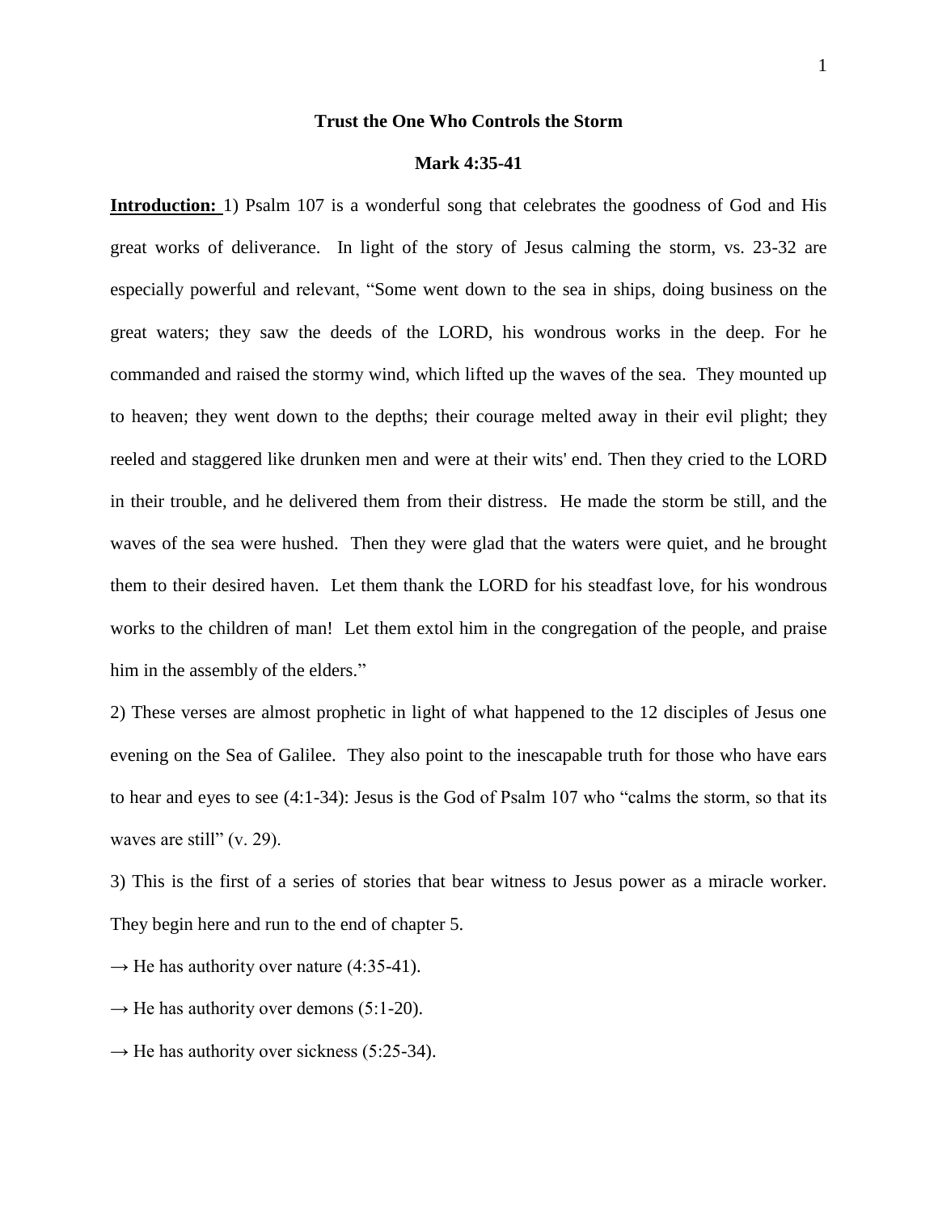# Trust the One Who Controls the Storm

## Mark 4:35-41

**Introduction:** 1) Psalm 107 is a wonderful song that celebrates the goodness of God and His great works of deliverance. In light of the story of Jesus calming the storm, vs. 23-32 are especially powerful and relevant, "Some went down to the sea in ships, doing business on the great waters; they saw the deeds of the LORD, his wondrous works in the deep. For he commanded and raised the stormy wind, which lifted up the waves of the sea. They mounted up to heaven; they went down to the depths; their courage melted away in their evil plight; they reeled and staggered like drunken men and were at their wits' end. Then they cried to the LORD in their trouble, and he delivered them from their distress. He made the storm be still, and the waves of the sea were hushed. Then they were glad that the waters were quiet, and he brought them to their desired haven. Let them thank the LORD for his steadfast love, for his wondrous works to the children of man! Let them extol him in the congregation of the people, and praise him in the assembly of the elders."

2) These verses are almost prophetic in light of what happened to the 12 disciples of Jesus one evening on the Sea of Galilee. They also point to the inescapable truth for those who have ears to hear and eyes to see (4:1-34): Jesus is the God of Psalm 107 who "calms the storm, so that its waves are still" (v. 29).

3) This is the first of a series of stories that bear witness to Jesus power as a miracle worker. They begin here and run to the end of chapter 5.

→ He has authority over nature (4:35-41).

→ He has authority over demons (5:1-20).

→ He has authority over sickness (5:25-34).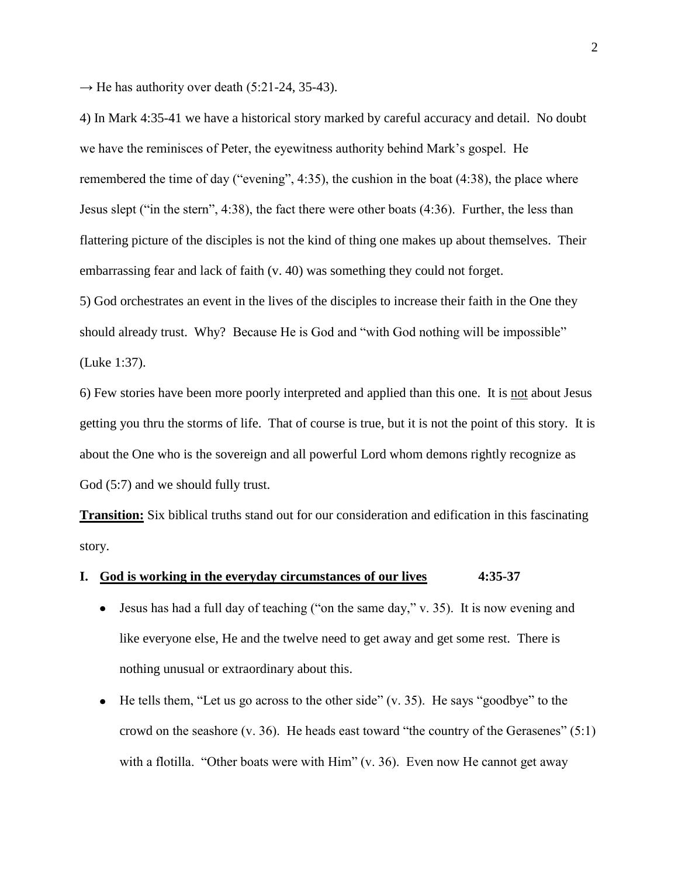→ He has authority over death (5:21-24, 35-43).

4) In Mark 4:35-41 we have a historical story marked by careful accuracy and detail. No doubt we have the reminisces of Peter, the eyewitness authority behind Mark's gospel. He remembered the time of day ("evening", 4:35), the cushion in the boat (4:38), the place where Jesus slept ("in the stern", 4:38), the fact there were other boats (4:36). Further, the less than flattering picture of the disciples is not the kind of thing one makes up about themselves. Their embarrassing fear and lack of faith (v. 40) was something they could not forget.

5) God orchestrates an event in the lives of the disciples to increase their faith in the One they should already trust. Why? Because He is God and "with God nothing will be impossible" (Luke 1:37).

6) Few stories have been more poorly interpreted and applied than this one. It is <u>not</u> about Jesus getting you thru the storms of life. That of course is true, but it is not the point of this story. It is about the One who is the sovereign and all powerful Lord whom demons rightly recognize as God (5:7) and we should fully trust.

**<u>Transition:</u>** Six biblical truths stand out for our consideration and edification in this fascinating story.

## I. <u>God is working in the everyday circumstances of our lives</u> 4:35-37

- Jesus has had a full day of teaching ("on the same day," v. 35). It is now evening and like everyone else, He and the twelve need to get away and get some rest. There is nothing unusual or extraordinary about this.
- He tells them, "Let us go across to the other side" (v. 35). He says "goodbye" to the crowd on the seashore (v. 36). He heads east toward "the country of the Gerasenes" (5:1) with a flotilla. "Other boats were with Him" (v. 36). Even now He cannot get away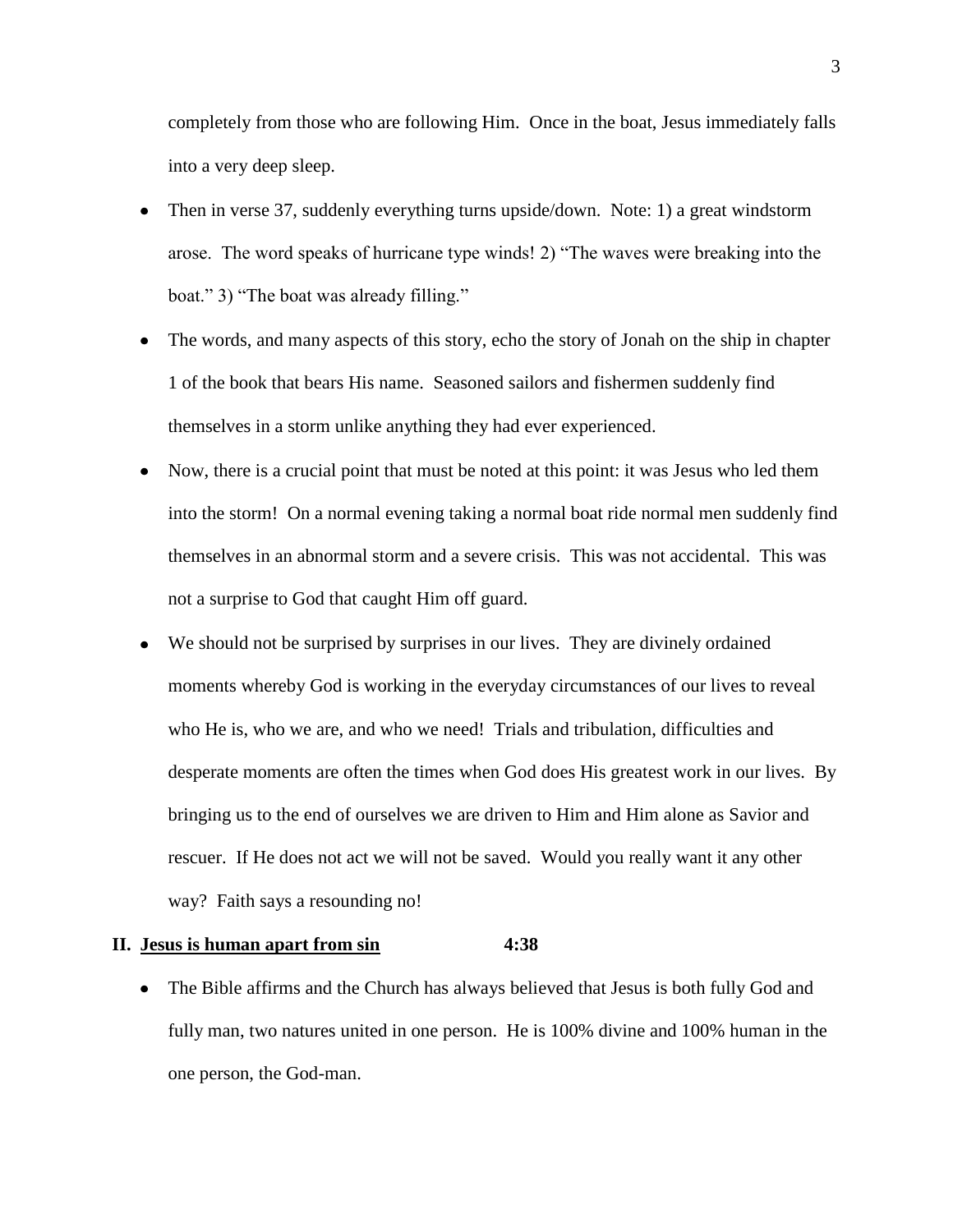completely from those who are following Him. Once in the boat, Jesus immediately falls into a very deep sleep.

- Then in verse 37, suddenly everything turns upside/down. Note: 1) a great windstorm arose. The word speaks of hurricane type winds! 2) "The waves were breaking into the boat." 3) "The boat was already filling."
- The words, and many aspects of this story, echo the story of Jonah on the ship in chapter 1 of the book that bears His name. Seasoned sailors and fishermen suddenly find themselves in a storm unlike anything they had ever experienced.
- Now, there is a crucial point that must be noted at this point: it was Jesus who led them into the storm! On a normal evening taking a normal boat ride normal men suddenly find themselves in an abnormal storm and a severe crisis. This was not accidental. This was not a surprise to God that caught Him off guard.
- We should not be surprised by surprises in our lives. They are divinely ordained moments whereby God is working in the everyday circumstances of our lives to reveal who He is, who we are, and who we need! Trials and tribulation, difficulties and desperate moments are often the times when God does His greatest work in our lives. By bringing us to the end of ourselves we are driven to Him and Him alone as Savior and rescuer. If He does not act we will not be saved. Would you really want it any other way? Faith says a resounding no!

## II. <u>Jesus is human apart from sin</u> 4:38

- The Bible affirms and the Church has always believed that Jesus is both fully God and fully man, two natures united in one person. He is 100% divine and 100% human in the one person, the God-man.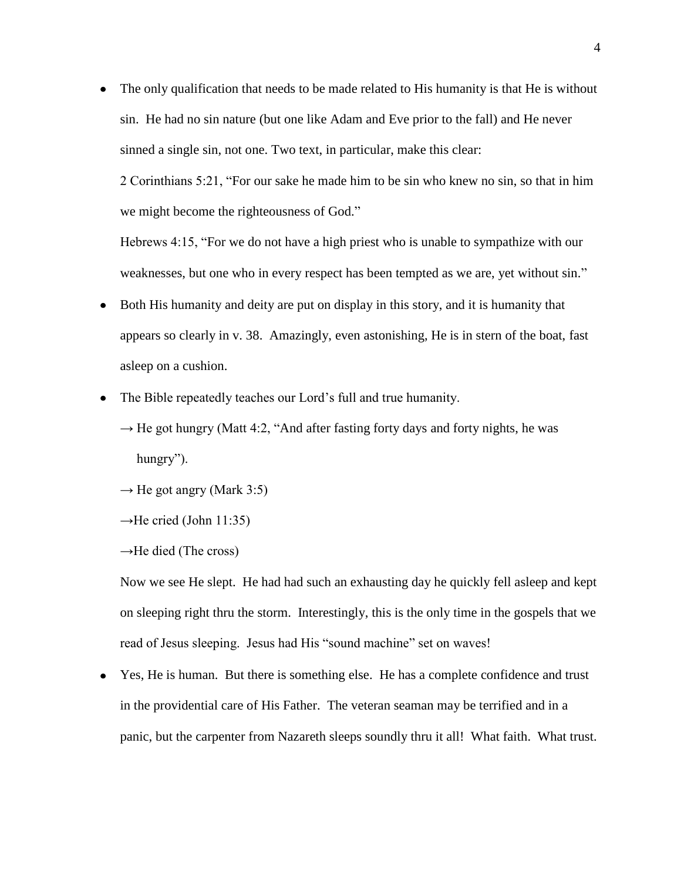- The only qualification that needs to be made related to His humanity is that He is without sin. He had no sin nature (but one like Adam and Eve prior to the fall) and He never sinned a single sin, not one. Two text, in particular, make this clear:

  2 Corinthians 5:21, "For our sake he made him to be sin who knew no sin, so that in him we might become the righteousness of God."

  Hebrews 4:15, "For we do not have a high priest who is unable to sympathize with our weaknesses, but one who in every respect has been tempted as we are, yet without sin."

- Both His humanity and deity are put on display in this story, and it is humanity that appears so clearly in v. 38. Amazingly, even astonishing, He is in stern of the boat, fast asleep on a cushion.

- The Bible repeatedly teaches our Lord's full and true humanity.

  → He got hungry (Matt 4:2, "And after fasting forty days and forty nights, he was hungry").

  → He got angry (Mark 3:5)

  →He cried (John 11:35)

  →He died (The cross)

  Now we see He slept. He had had such an exhausting day he quickly fell asleep and kept on sleeping right thru the storm. Interestingly, this is the only time in the gospels that we read of Jesus sleeping. Jesus had His "sound machine" set on waves!

- Yes, He is human. But there is something else. He has a complete confidence and trust in the providential care of His Father. The veteran seaman may be terrified and in a panic, but the carpenter from Nazareth sleeps soundly thru it all! What faith. What trust.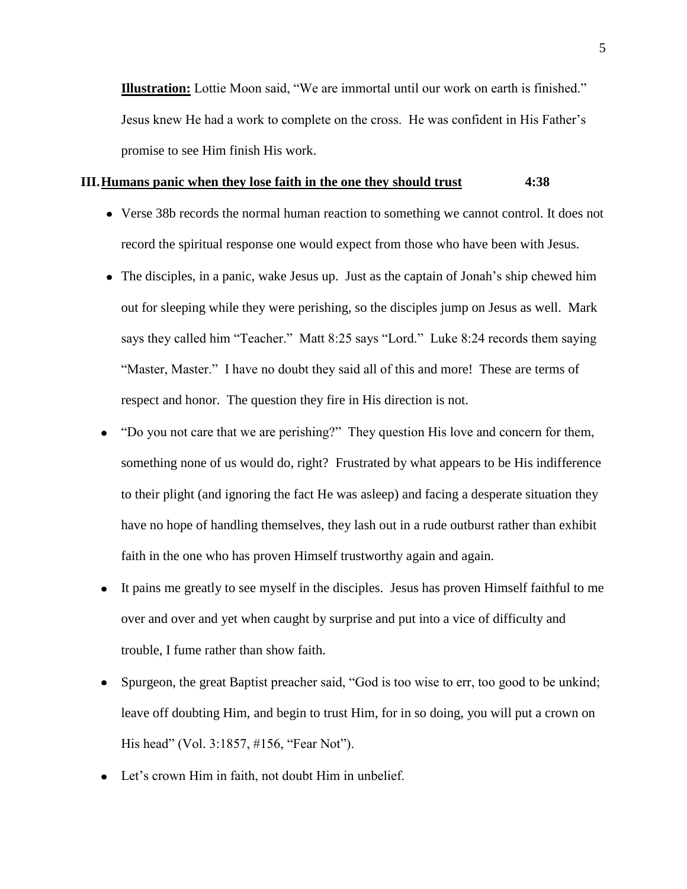**Illustration:** Lottie Moon said, "We are immortal until our work on earth is finished." Jesus knew He had a work to complete on the cross. He was confident in His Father's promise to see Him finish His work.

## III. Humans panic when they lose faith in the one they should trust 4:38

- Verse 38b records the normal human reaction to something we cannot control. It does not record the spiritual response one would expect from those who have been with Jesus.
- The disciples, in a panic, wake Jesus up. Just as the captain of Jonah's ship chewed him out for sleeping while they were perishing, so the disciples jump on Jesus as well. Mark says they called him "Teacher." Matt 8:25 says "Lord." Luke 8:24 records them saying "Master, Master." I have no doubt they said all of this and more! These are terms of respect and honor. The question they fire in His direction is not.
- "Do you not care that we are perishing?" They question His love and concern for them, something none of us would do, right? Frustrated by what appears to be His indifference to their plight (and ignoring the fact He was asleep) and facing a desperate situation they have no hope of handling themselves, they lash out in a rude outburst rather than exhibit faith in the one who has proven Himself trustworthy again and again.
- It pains me greatly to see myself in the disciples. Jesus has proven Himself faithful to me over and over and yet when caught by surprise and put into a vice of difficulty and trouble, I fume rather than show faith.
- Spurgeon, the great Baptist preacher said, "God is too wise to err, too good to be unkind; leave off doubting Him, and begin to trust Him, for in so doing, you will put a crown on His head" (Vol. 3:1857, #156, "Fear Not").
- Let's crown Him in faith, not doubt Him in unbelief.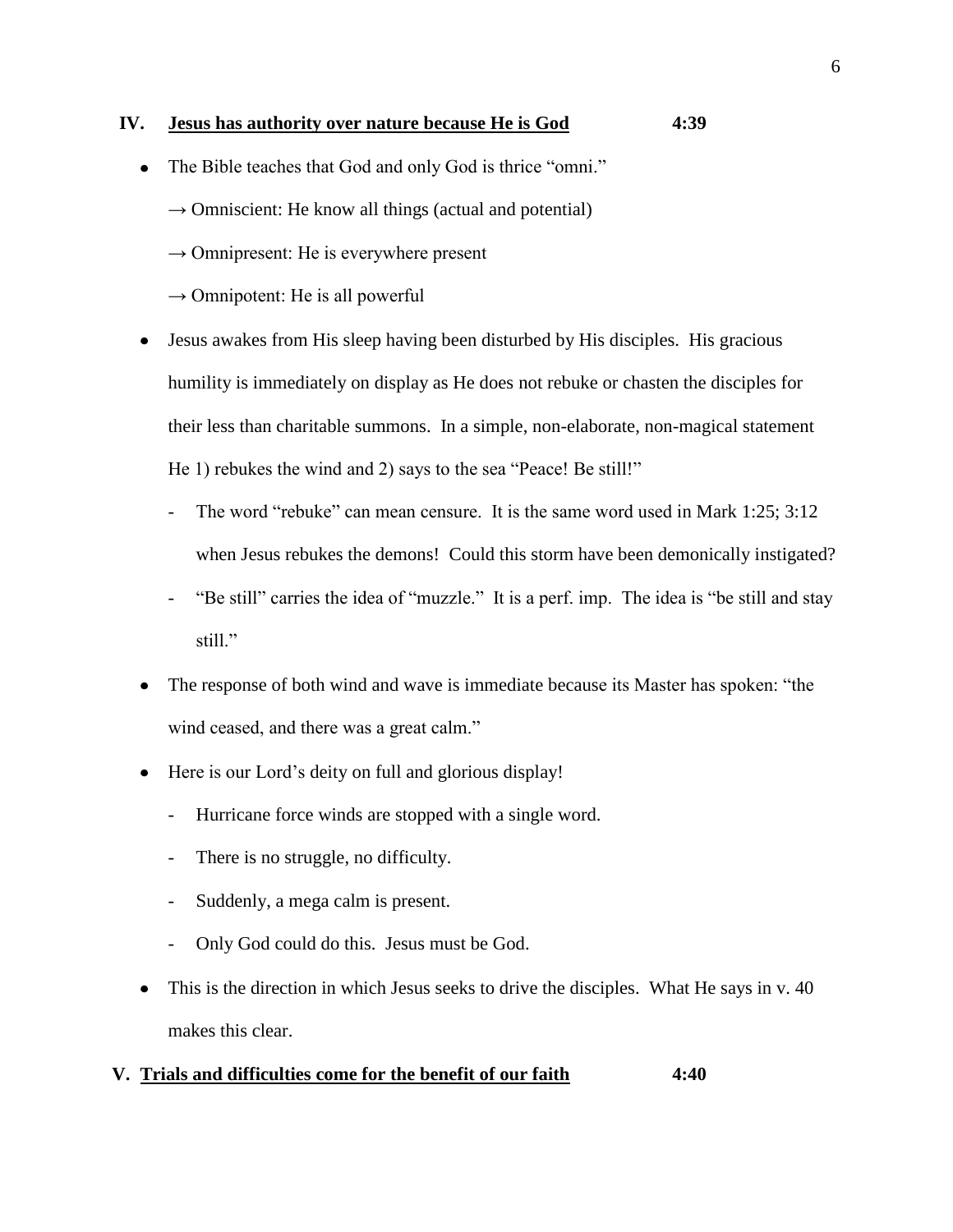## IV. **Jesus has authority over nature because He is God** **4:39**

- The Bible teaches that God and only God is thrice "omni."
  - → Omniscient: He know all things (actual and potential)
  - → Omnipresent: He is everywhere present
  - → Omnipotent: He is all powerful
- Jesus awakes from His sleep having been disturbed by His disciples. His gracious humility is immediately on display as He does not rebuke or chasten the disciples for their less than charitable summons. In a simple, non-elaborate, non-magical statement He 1) rebukes the wind and 2) says to the sea "Peace! Be still!"
  - The word "rebuke" can mean censure. It is the same word used in Mark 1:25; 3:12 when Jesus rebukes the demons! Could this storm have been demonically instigated?
  - "Be still" carries the idea of "muzzle." It is a perf. imp. The idea is "be still and stay still."
- The response of both wind and wave is immediate because its Master has spoken: "the wind ceased, and there was a great calm."
- Here is our Lord's deity on full and glorious display!
  - Hurricane force winds are stopped with a single word.
  - There is no struggle, no difficulty.
  - Suddenly, a mega calm is present.
  - Only God could do this. Jesus must be God.
- This is the direction in which Jesus seeks to drive the disciples. What He says in v. 40 makes this clear.

## V. **Trials and difficulties come for the benefit of our faith** **4:40**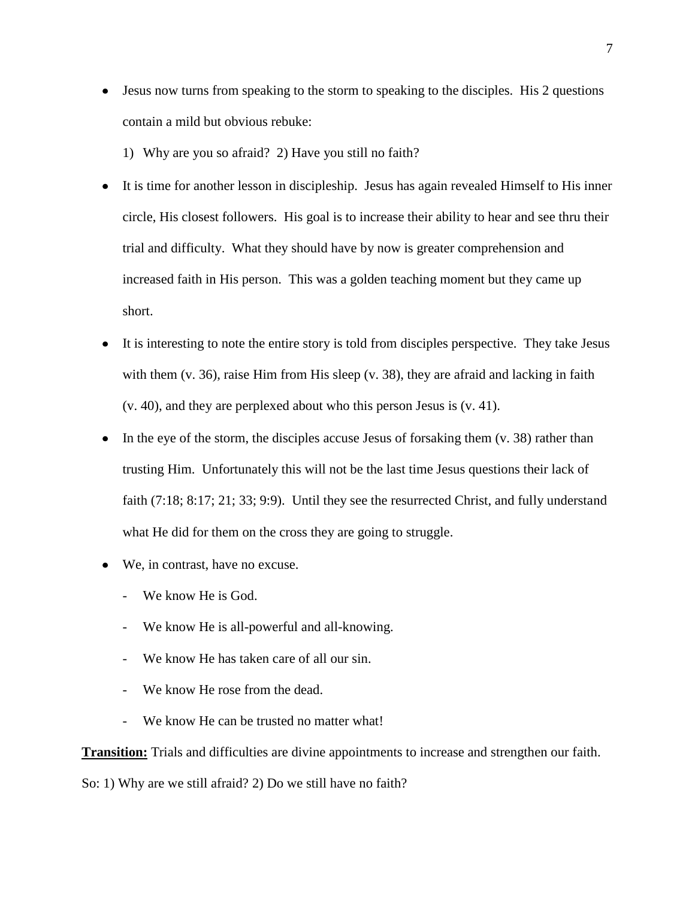- Jesus now turns from speaking to the storm to speaking to the disciples. His 2 questions contain a mild but obvious rebuke:

  1) Why are you so afraid? 2) Have you still no faith?

- It is time for another lesson in discipleship. Jesus has again revealed Himself to His inner circle, His closest followers. His goal is to increase their ability to hear and see thru their trial and difficulty. What they should have by now is greater comprehension and increased faith in His person. This was a golden teaching moment but they came up short.

- It is interesting to note the entire story is told from disciples perspective. They take Jesus with them (v. 36), raise Him from His sleep (v. 38), they are afraid and lacking in faith (v. 40), and they are perplexed about who this person Jesus is (v. 41).

- In the eye of the storm, the disciples accuse Jesus of forsaking them (v. 38) rather than trusting Him. Unfortunately this will not be the last time Jesus questions their lack of faith (7:18; 8:17; 21; 33; 9:9). Until they see the resurrected Christ, and fully understand what He did for them on the cross they are going to struggle.

- We, in contrast, have no excuse.
  - We know He is God.
  - We know He is all-powerful and all-knowing.
  - We know He has taken care of all our sin.
  - We know He rose from the dead.
  - We know He can be trusted no matter what!

**Transition:** Trials and difficulties are divine appointments to increase and strengthen our faith.
So: 1) Why are we still afraid? 2) Do we still have no faith?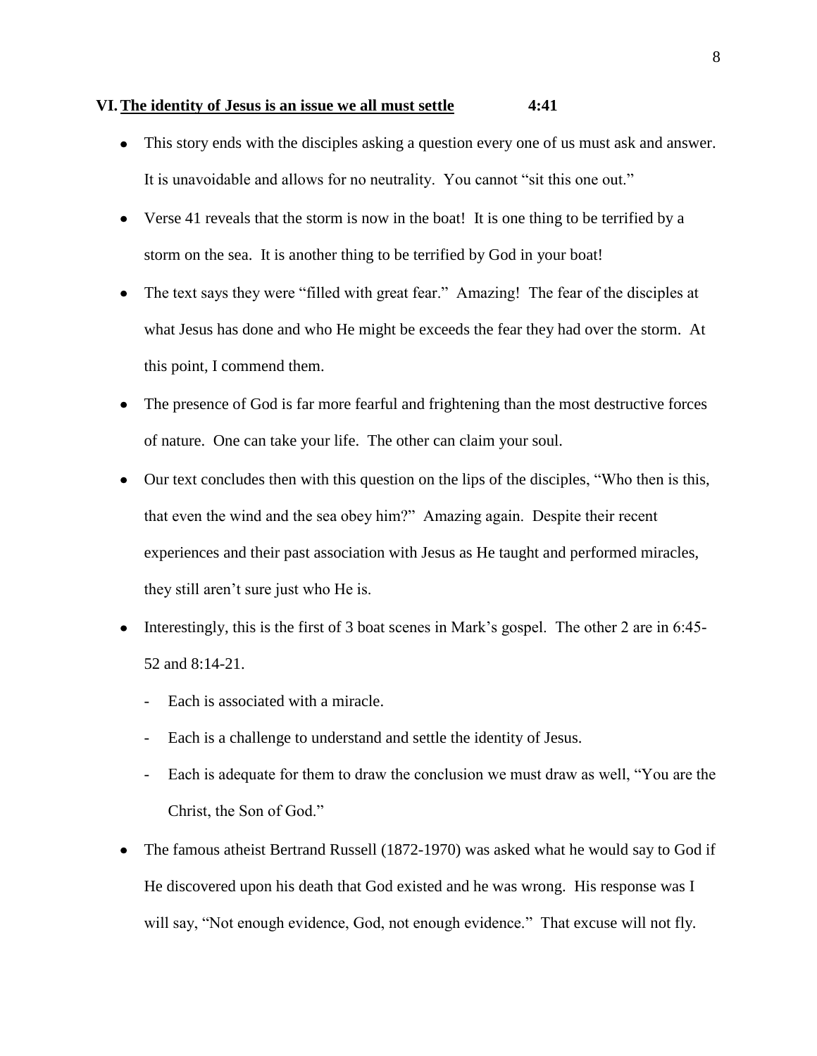## VI. The identity of Jesus is an issue we all must settle 4:41

- This story ends with the disciples asking a question every one of us must ask and answer. It is unavoidable and allows for no neutrality. You cannot "sit this one out."
- Verse 41 reveals that the storm is now in the boat! It is one thing to be terrified by a storm on the sea. It is another thing to be terrified by God in your boat!
- The text says they were "filled with great fear." Amazing! The fear of the disciples at what Jesus has done and who He might be exceeds the fear they had over the storm. At this point, I commend them.
- The presence of God is far more fearful and frightening than the most destructive forces of nature. One can take your life. The other can claim your soul.
- Our text concludes then with this question on the lips of the disciples, "Who then is this, that even the wind and the sea obey him?" Amazing again. Despite their recent experiences and their past association with Jesus as He taught and performed miracles, they still aren't sure just who He is.
- Interestingly, this is the first of 3 boat scenes in Mark's gospel. The other 2 are in 6:45-52 and 8:14-21.
  - Each is associated with a miracle.
  - Each is a challenge to understand and settle the identity of Jesus.
  - Each is adequate for them to draw the conclusion we must draw as well, "You are the Christ, the Son of God."
- The famous atheist Bertrand Russell (1872-1970) was asked what he would say to God if He discovered upon his death that God existed and he was wrong. His response was I will say, "Not enough evidence, God, not enough evidence." That excuse will not fly.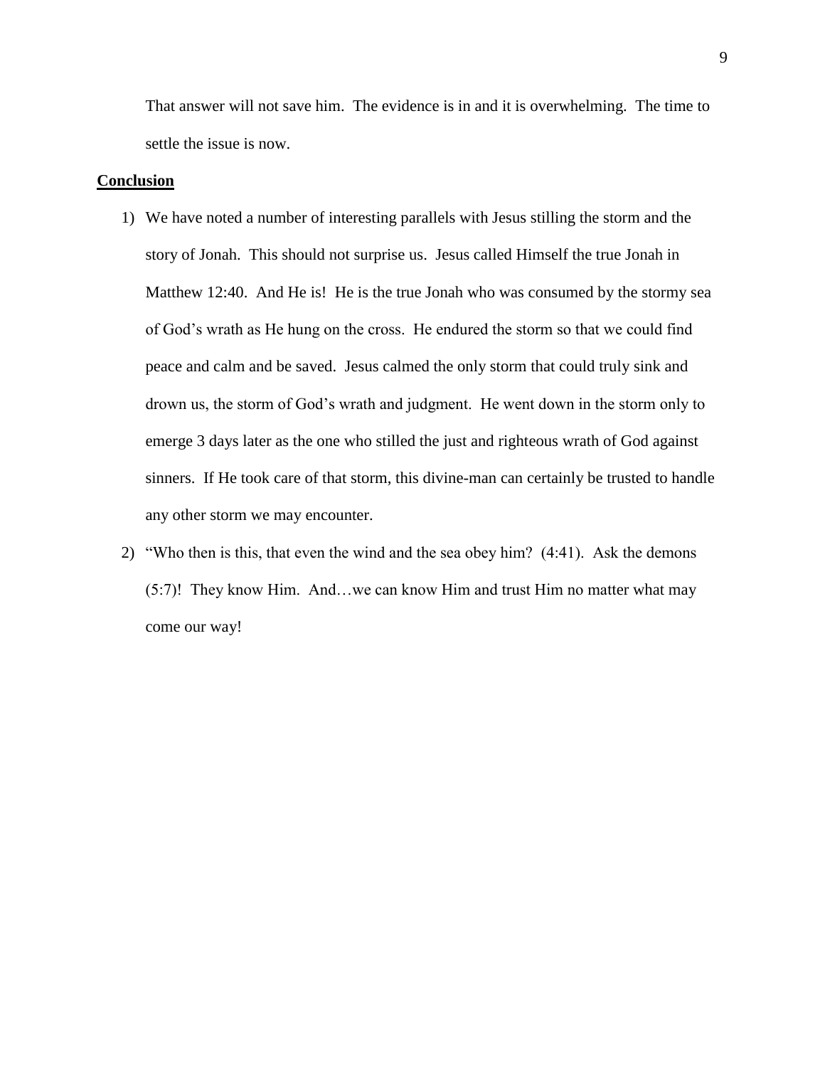That answer will not save him. The evidence is in and it is overwhelming. The time to settle the issue is now.

**Conclusion**

1) We have noted a number of interesting parallels with Jesus stilling the storm and the story of Jonah. This should not surprise us. Jesus called Himself the true Jonah in Matthew 12:40. And He is! He is the true Jonah who was consumed by the stormy sea of God's wrath as He hung on the cross. He endured the storm so that we could find peace and calm and be saved. Jesus calmed the only storm that could truly sink and drown us, the storm of God's wrath and judgment. He went down in the storm only to emerge 3 days later as the one who stilled the just and righteous wrath of God against sinners. If He took care of that storm, this divine-man can certainly be trusted to handle any other storm we may encounter.

2) "Who then is this, that even the wind and the sea obey him? (4:41). Ask the demons (5:7)! They know Him. And…we can know Him and trust Him no matter what may come our way!